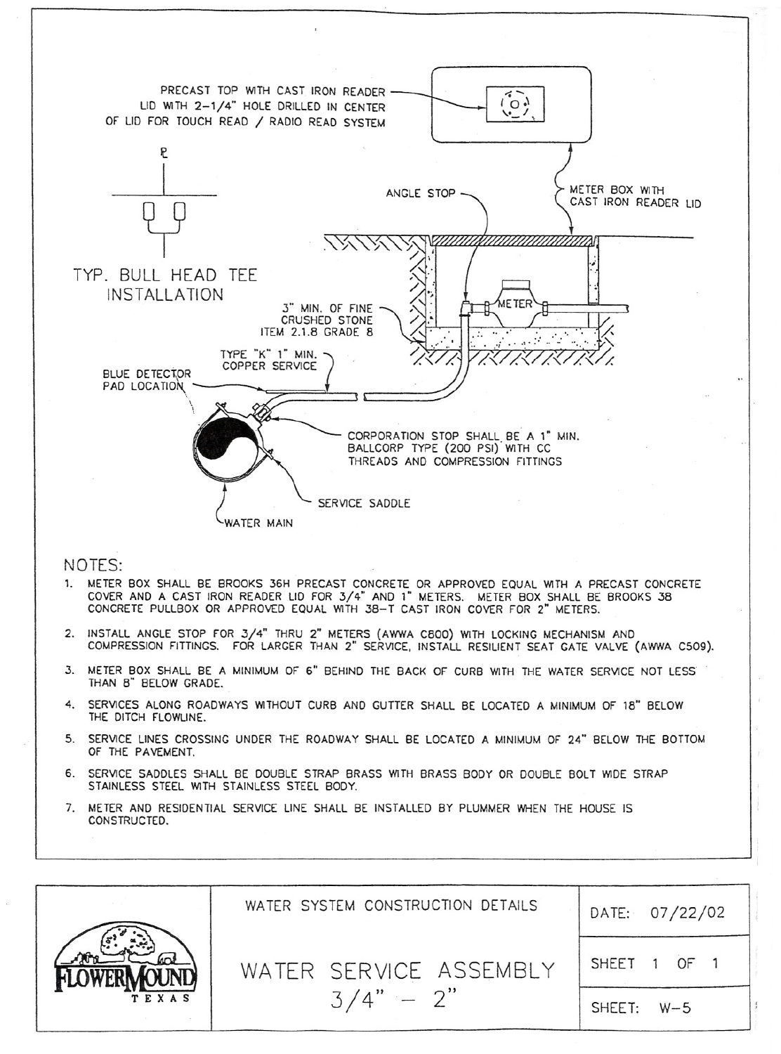PRECAST TOP WITH CAST IRON READER LID WITH 2-1/4" HOLE DRILLED IN CENTER OF LID FOR TOUCH READ / RADIO READ SYSTEM

℄

TYP. BULL HEAD TEE INSTALLATION

ANGLE STOP

METER BOX WITH CAST IRON READER LID

METER

3" MIN. OF FINE CRUSHED STONE ITEM 2.1.8 GRADE 8

TYPE "K" 1" MIN. COPPER SERVICE

BLUE DETECTOR PAD LOCATION

CORPORATION STOP SHALL BE A 1" MIN. BALLCORP TYPE (200 PSI) WITH CC THREADS AND COMPRESSION FITTINGS

SERVICE SADDLE

WATER MAIN

## NOTES:

1. METER BOX SHALL BE BROOKS 36H PRECAST CONCRETE OR APPROVED EQUAL WITH A PRECAST CONCRETE COVER AND A CAST IRON READER LID FOR 3/4" AND 1" METERS. METER BOX SHALL BE BROOKS 38 CONCRETE PULLBOX OR APPROVED EQUAL WITH 38-T CAST IRON COVER FOR 2" METERS.
2. INSTALL ANGLE STOP FOR 3/4" THRU 2" METERS (AWWA C800) WITH LOCKING MECHANISM AND COMPRESSION FITTINGS. FOR LARGER THAN 2" SERVICE, INSTALL RESILIENT SEAT GATE VALVE (AWWA C509).
3. METER BOX SHALL BE A MINIMUM OF 6" BEHIND THE BACK OF CURB WITH THE WATER SERVICE NOT LESS THAN 8" BELOW GRADE.
4. SERVICES ALONG ROADWAYS WITHOUT CURB AND GUTTER SHALL BE LOCATED A MINIMUM OF 18" BELOW THE DITCH FLOWLINE.
5. SERVICE LINES CROSSING UNDER THE ROADWAY SHALL BE LOCATED A MINIMUM OF 24" BELOW THE BOTTOM OF THE PAVEMENT.
6. SERVICE SADDLES SHALL BE DOUBLE STRAP BRASS WITH BRASS BODY OR DOUBLE BOLT WIDE STRAP STAINLESS STEEL WITH STAINLESS STEEL BODY.
7. METER AND RESIDENTIAL SERVICE LINE SHALL BE INSTALLED BY PLUMMER WHEN THE HOUSE IS CONSTRUCTED.

| FLOWER MOUND TEXAS | WATER SYSTEM CONSTRUCTION DETAILS | DATE: 07/22/02 |
|---|---|---|
| | WATER SERVICE ASSEMBLY 3/4" – 2" | SHEET 1 OF 1 |
| | | SHEET: W-5 |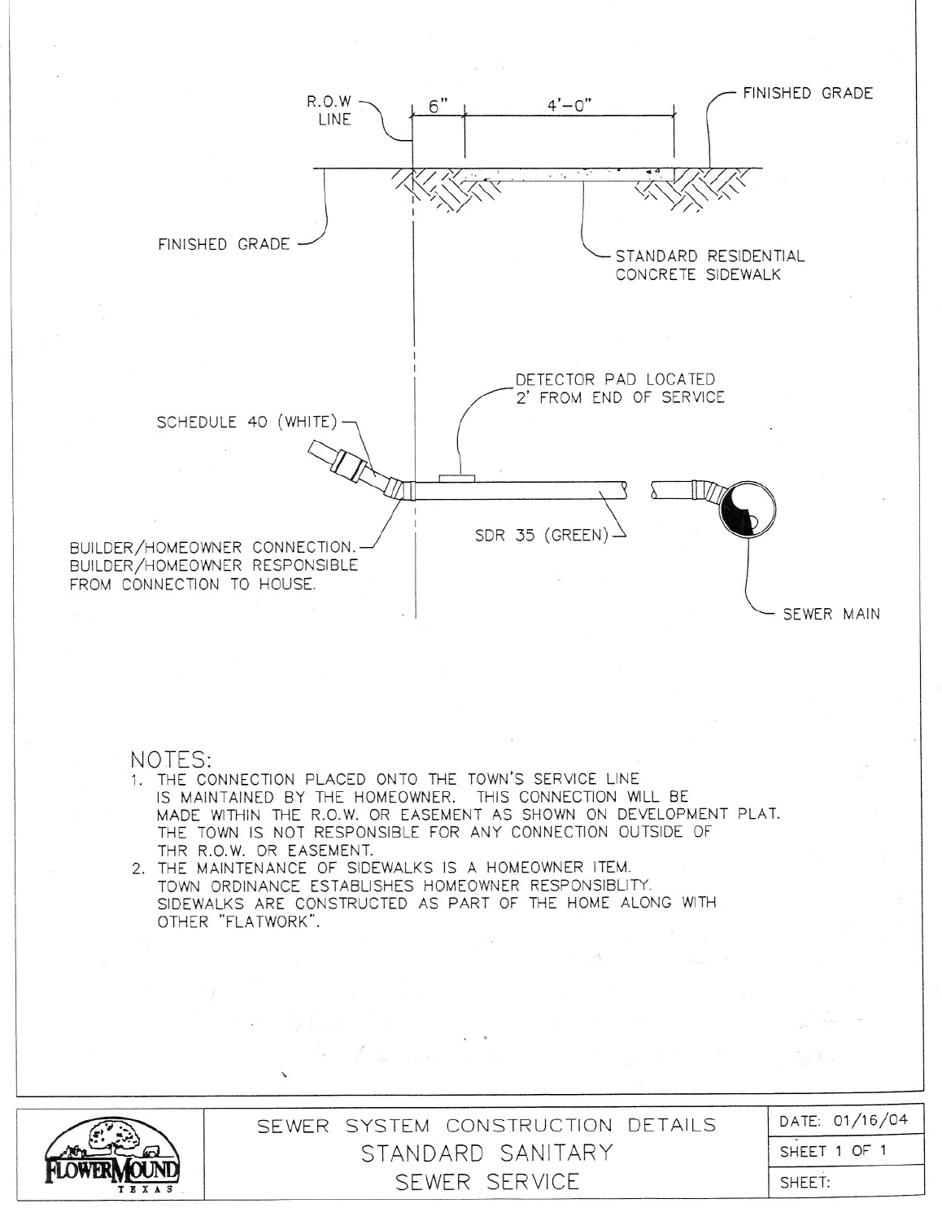R.O.W LINE

6"

4'-0"

FINISHED GRADE

FINISHED GRADE

STANDARD RESIDENTIAL CONCRETE SIDEWALK

DETECTOR PAD LOCATED 2' FROM END OF SERVICE

SCHEDULE 40 (WHITE)

BUILDER/HOMEOWNER CONNECTION. BUILDER/HOMEOWNER RESPONSIBLE FROM CONNECTION TO HOUSE.

SDR 35 (GREEN)

SEWER MAIN

NOTES:

1. THE CONNECTION PLACED ONTO THE TOWN'S SERVICE LINE IS MAINTAINED BY THE HOMEOWNER. THIS CONNECTION WILL BE MADE WITHIN THE R.O.W. OR EASEMENT AS SHOWN ON DEVELOPMENT PLAT. THE TOWN IS NOT RESPONSIBLE FOR ANY CONNECTION OUTSIDE OF THR R.O.W. OR EASEMENT.
2. THE MAINTENANCE OF SIDEWALKS IS A HOMEOWNER ITEM. TOWN ORDINANCE ESTABLISHES HOMEOWNER RESPONSIBLITY. SIDEWALKS ARE CONSTRUCTED AS PART OF THE HOME ALONG WITH OTHER "FLATWORK".

FLOWER MOUND TEXAS

SEWER SYSTEM CONSTRUCTION DETAILS

STANDARD SANITARY

SEWER SERVICE

DATE: 01/16/04

SHEET 1 OF 1

SHEET: